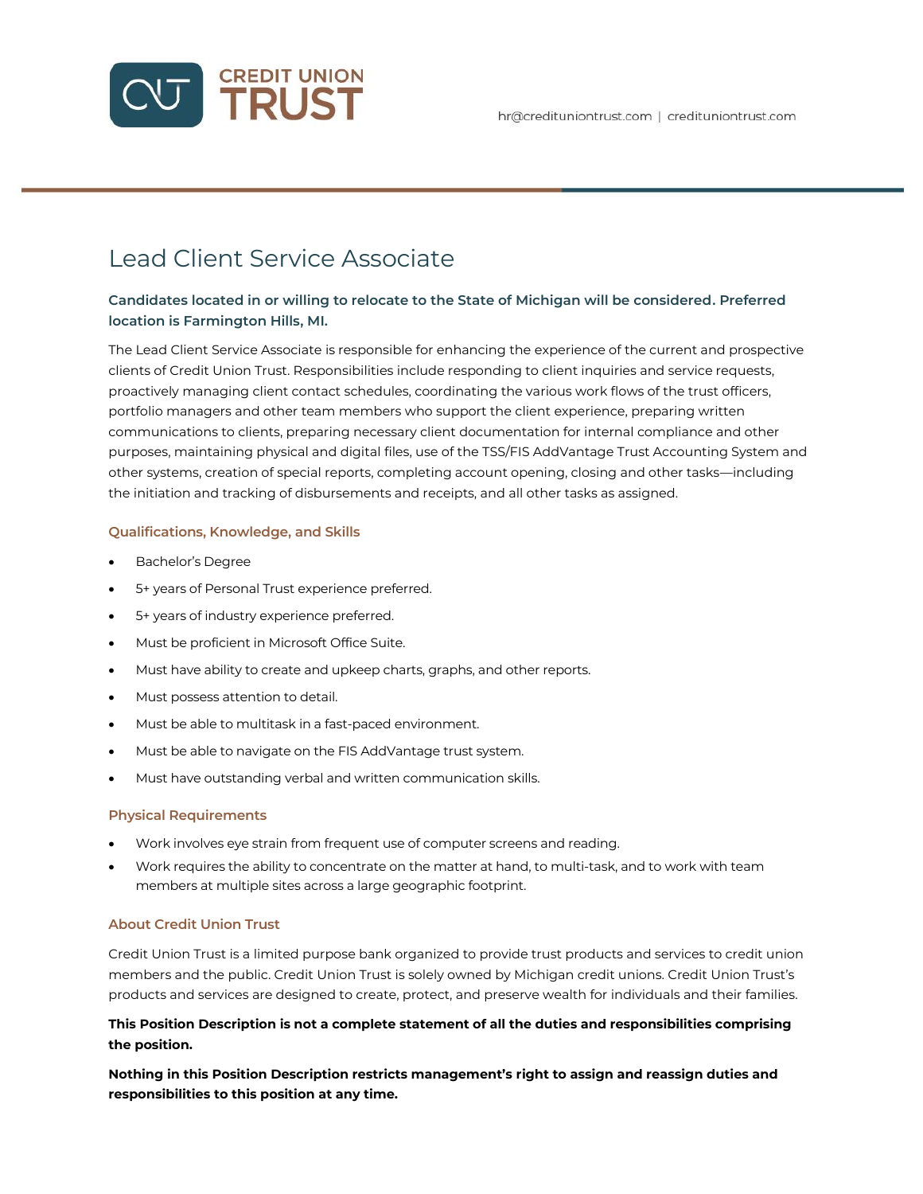CREDIT UNION TRUST

hr@creditunionstrust.com | creditunionstrust.com

# Lead Client Service Associate

**Candidates located in or willing to relocate to the State of Michigan will be considered. Preferred location is Farmington Hills, MI.**

The Lead Client Service Associate is responsible for enhancing the experience of the current and prospective clients of Credit Union Trust. Responsibilities include responding to client inquiries and service requests, proactively managing client contact schedules, coordinating the various work flows of the trust officers, portfolio managers and other team members who support the client experience, preparing written communications to clients, preparing necessary client documentation for internal compliance and other purposes, maintaining physical and digital files, use of the TSS/FIS AddVantage Trust Accounting System and other systems, creation of special reports, completing account opening, closing and other tasks—including the initiation and tracking of disbursements and receipts, and all other tasks as assigned.

## Qualifications, Knowledge, and Skills

- Bachelor's Degree
- 5+ years of Personal Trust experience preferred.
- 5+ years of industry experience preferred.
- Must be proficient in Microsoft Office Suite.
- Must have ability to create and upkeep charts, graphs, and other reports.
- Must possess attention to detail.
- Must be able to multitask in a fast-paced environment.
- Must be able to navigate on the FIS AddVantage trust system.
- Must have outstanding verbal and written communication skills.

## Physical Requirements

- Work involves eye strain from frequent use of computer screens and reading.
- Work requires the ability to concentrate on the matter at hand, to multi-task, and to work with team members at multiple sites across a large geographic footprint.

## About Credit Union Trust

Credit Union Trust is a limited purpose bank organized to provide trust products and services to credit union members and the public. Credit Union Trust is solely owned by Michigan credit unions. Credit Union Trust's products and services are designed to create, protect, and preserve wealth for individuals and their families.

**This Position Description is not a complete statement of all the duties and responsibilities comprising the position.**

**Nothing in this Position Description restricts management's right to assign and reassign duties and responsibilities to this position at any time.**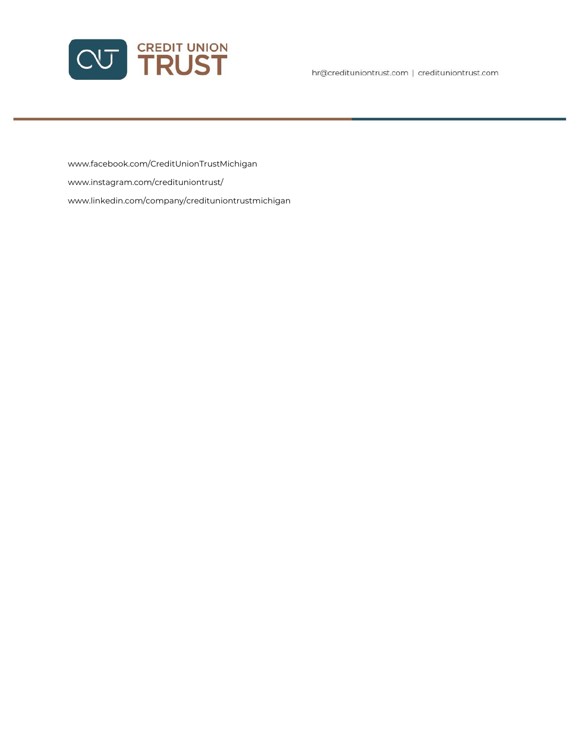www.facebook.com/CreditUnionTrustMichigan

www.instagram.com/credituniontrust/

www.linkedin.com/company/credituniontrustmichigan